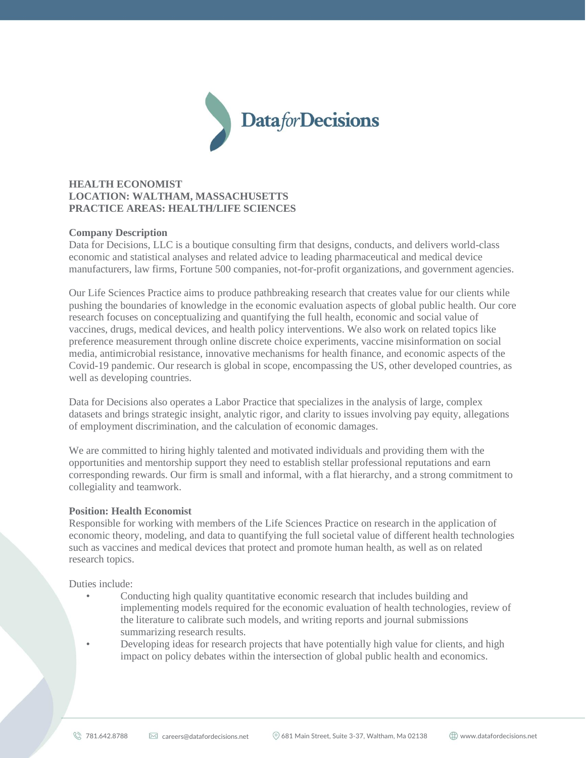**HEALTH ECONOMIST**
**LOCATION: WALTHAM, MASSACHUSETTS**
**PRACTICE AREAS: HEALTH/LIFE SCIENCES**

**Company Description**

Data for Decisions, LLC is a boutique consulting firm that designs, conducts, and delivers world-class economic and statistical analyses and related advice to leading pharmaceutical and medical device manufacturers, law firms, Fortune 500 companies, not-for-profit organizations, and government agencies.

Our Life Sciences Practice aims to produce pathbreaking research that creates value for our clients while pushing the boundaries of knowledge in the economic evaluation aspects of global public health. Our core research focuses on conceptualizing and quantifying the full health, economic and social value of vaccines, drugs, medical devices, and health policy interventions. We also work on related topics like preference measurement through online discrete choice experiments, vaccine misinformation on social media, antimicrobial resistance, innovative mechanisms for health finance, and economic aspects of the Covid-19 pandemic. Our research is global in scope, encompassing the US, other developed countries, as well as developing countries.

Data for Decisions also operates a Labor Practice that specializes in the analysis of large, complex datasets and brings strategic insight, analytic rigor, and clarity to issues involving pay equity, allegations of employment discrimination, and the calculation of economic damages.

We are committed to hiring highly talented and motivated individuals and providing them with the opportunities and mentorship support they need to establish stellar professional reputations and earn corresponding rewards. Our firm is small and informal, with a flat hierarchy, and a strong commitment to collegiality and teamwork.

**Position: Health Economist**

Responsible for working with members of the Life Sciences Practice on research in the application of economic theory, modeling, and data to quantifying the full societal value of different health technologies such as vaccines and medical devices that protect and promote human health, as well as on related research topics.

Duties include:

- Conducting high quality quantitative economic research that includes building and implementing models required for the economic evaluation of health technologies, review of the literature to calibrate such models, and writing reports and journal submissions summarizing research results.
- Developing ideas for research projects that have potentially high value for clients, and high impact on policy debates within the intersection of global public health and economics.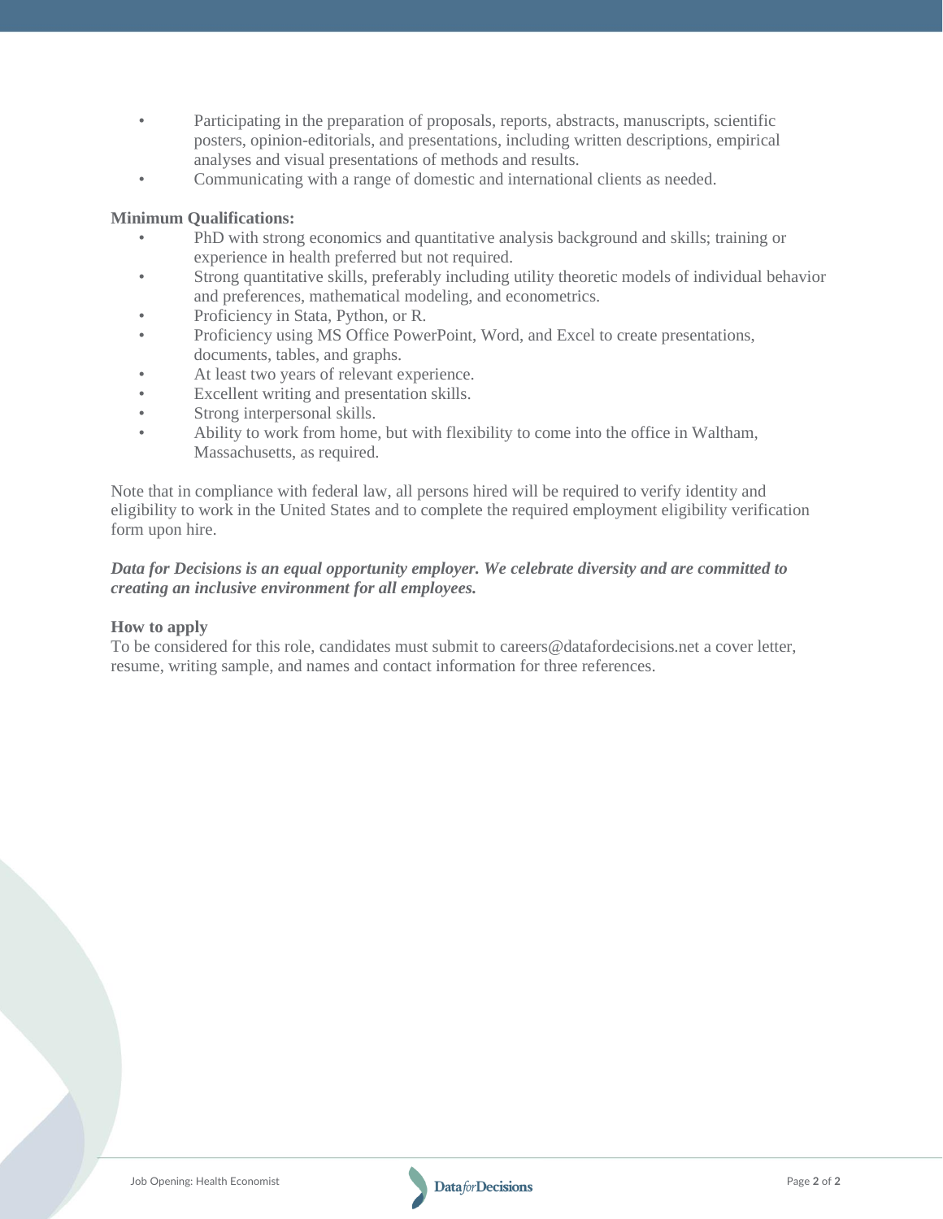- Participating in the preparation of proposals, reports, abstracts, manuscripts, scientific posters, opinion-editorials, and presentations, including written descriptions, empirical analyses and visual presentations of methods and results.
- Communicating with a range of domestic and international clients as needed.

**Minimum Qualifications:**

- PhD with strong economics and quantitative analysis background and skills; training or experience in health preferred but not required.
- Strong quantitative skills, preferably including utility theoretic models of individual behavior and preferences, mathematical modeling, and econometrics.
- Proficiency in Stata, Python, or R.
- Proficiency using MS Office PowerPoint, Word, and Excel to create presentations, documents, tables, and graphs.
- At least two years of relevant experience.
- Excellent writing and presentation skills.
- Strong interpersonal skills.
- Ability to work from home, but with flexibility to come into the office in Waltham, Massachusetts, as required.

Note that in compliance with federal law, all persons hired will be required to verify identity and eligibility to work in the United States and to complete the required employment eligibility verification form upon hire.

***Data for Decisions is an equal opportunity employer. We celebrate diversity and are committed to creating an inclusive environment for all employees.***

**How to apply**

To be considered for this role, candidates must submit to careers@datafordecisions.net a cover letter, resume, writing sample, and names and contact information for three references.